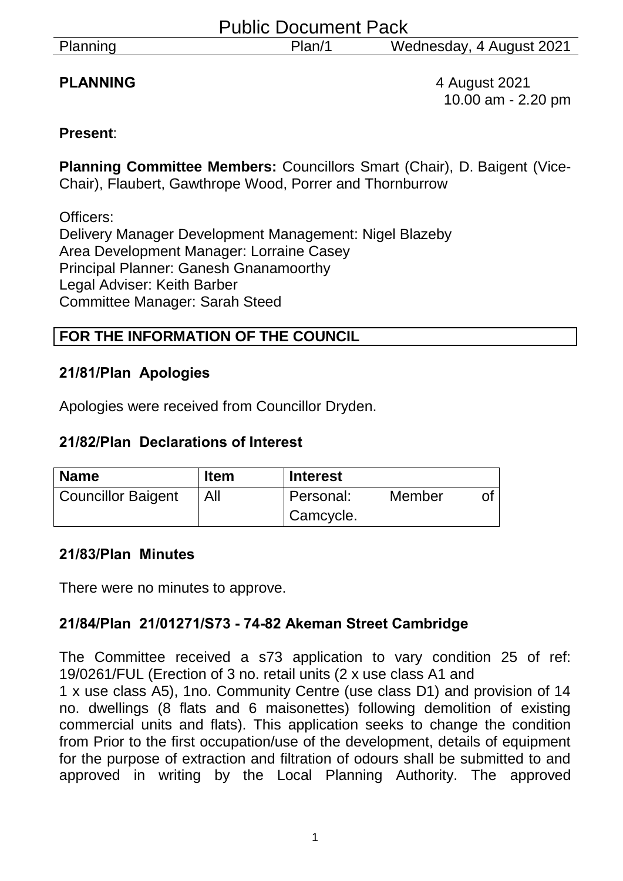Public Document Pack

**PLANNING** 4 August 2021
10.00 am - 2.20 pm

**Present**:

**Planning Committee Members:** Councillors Smart (Chair), D. Baigent (Vice-Chair), Flaubert, Gawthrope Wood, Porrer and Thornburrow

Officers:
Delivery Manager Development Management: Nigel Blazeby
Area Development Manager: Lorraine Casey
Principal Planner: Ganesh Gnanamoorthy
Legal Adviser: Keith Barber
Committee Manager: Sarah Steed

**FOR THE INFORMATION OF THE COUNCIL**

### 21/81/Plan Apologies

Apologies were received from Councillor Dryden.

### 21/82/Plan Declarations of Interest

| Name | Item | Interest |
|---|---|---|
| Councillor Baigent | All | Personal: Member of Camcycle. |

### 21/83/Plan Minutes

There were no minutes to approve.

### 21/84/Plan 21/01271/S73 - 74-82 Akeman Street Cambridge

The Committee received a s73 application to vary condition 25 of ref: 19/0261/FUL (Erection of 3 no. retail units (2 x use class A1 and 1 x use class A5), 1no. Community Centre (use class D1) and provision of 14 no. dwellings (8 flats and 6 maisonettes) following demolition of existing commercial units and flats). This application seeks to change the condition from Prior to the first occupation/use of the development, details of equipment for the purpose of extraction and filtration of odours shall be submitted to and approved in writing by the Local Planning Authority. The approved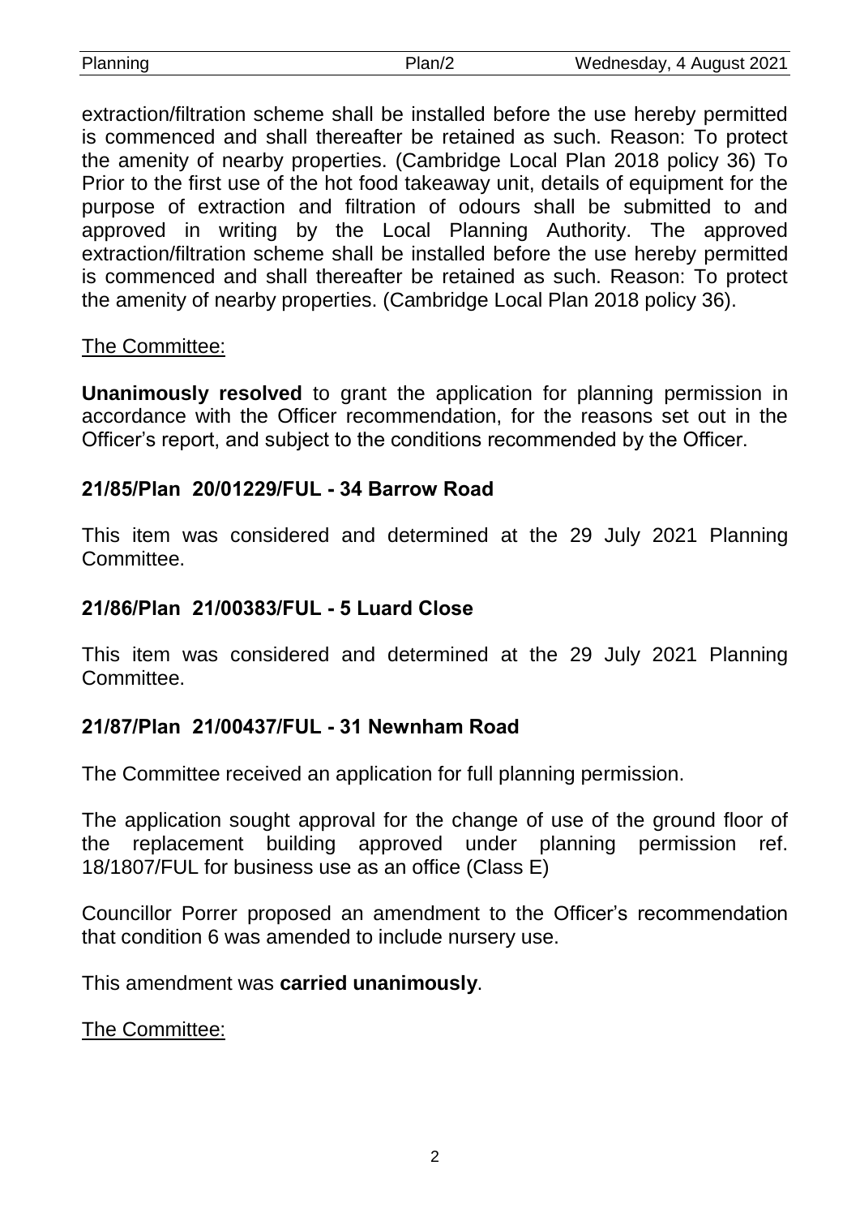extraction/filtration scheme shall be installed before the use hereby permitted is commenced and shall thereafter be retained as such. Reason: To protect the amenity of nearby properties. (Cambridge Local Plan 2018 policy 36) To Prior to the first use of the hot food takeaway unit, details of equipment for the purpose of extraction and filtration of odours shall be submitted to and approved in writing by the Local Planning Authority. The approved extraction/filtration scheme shall be installed before the use hereby permitted is commenced and shall thereafter be retained as such. Reason: To protect the amenity of nearby properties. (Cambridge Local Plan 2018 policy 36).

The Committee:

**Unanimously resolved** to grant the application for planning permission in accordance with the Officer recommendation, for the reasons set out in the Officer's report, and subject to the conditions recommended by the Officer.

### 21/85/Plan 20/01229/FUL - 34 Barrow Road

This item was considered and determined at the 29 July 2021 Planning Committee.

### 21/86/Plan 21/00383/FUL - 5 Luard Close

This item was considered and determined at the 29 July 2021 Planning Committee.

### 21/87/Plan 21/00437/FUL - 31 Newnham Road

The Committee received an application for full planning permission.

The application sought approval for the change of use of the ground floor of the replacement building approved under planning permission ref. 18/1807/FUL for business use as an office (Class E)

Councillor Porrer proposed an amendment to the Officer's recommendation that condition 6 was amended to include nursery use.

This amendment was **carried unanimously**.

The Committee: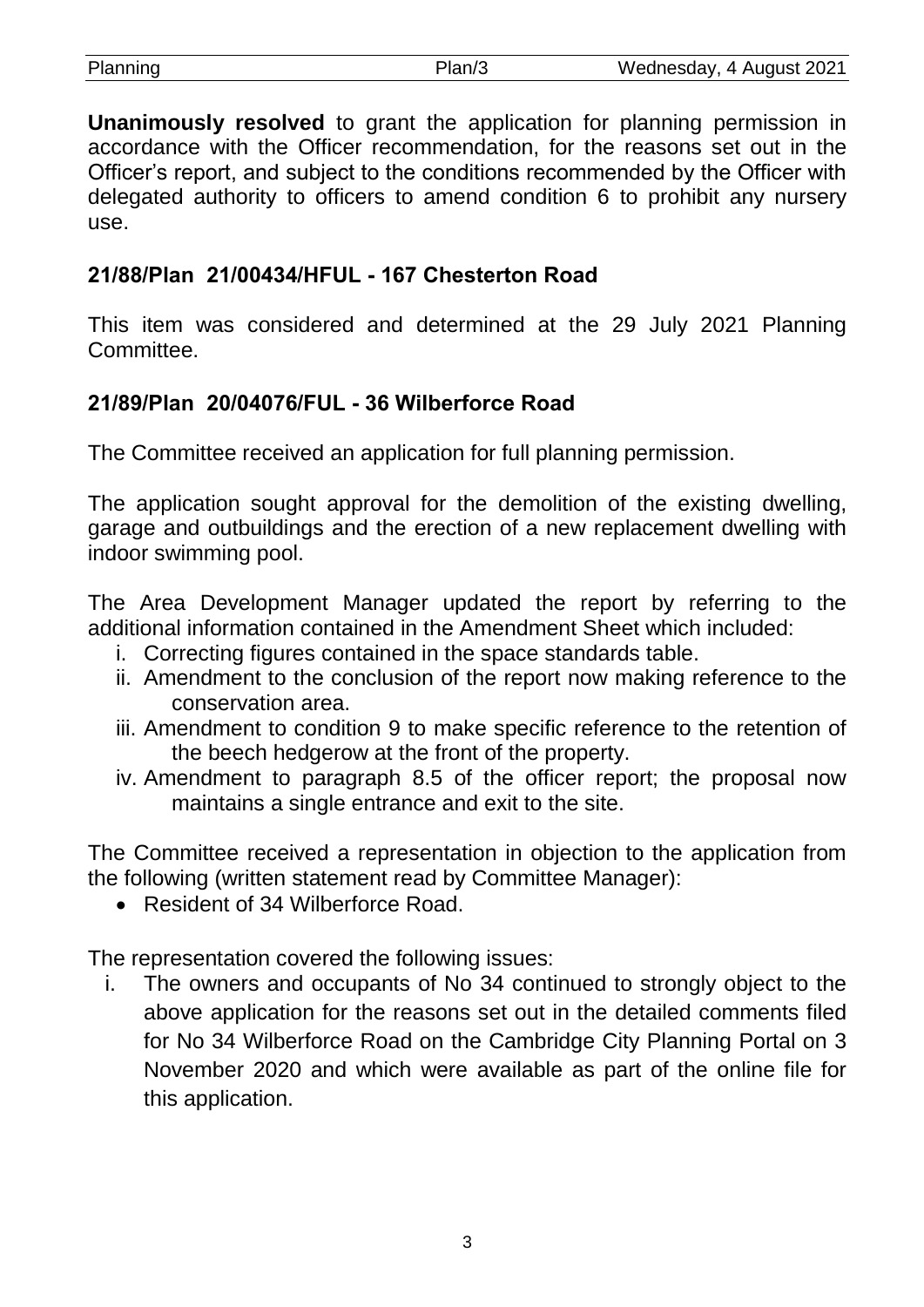**Unanimously resolved** to grant the application for planning permission in accordance with the Officer recommendation, for the reasons set out in the Officer's report, and subject to the conditions recommended by the Officer with delegated authority to officers to amend condition 6 to prohibit any nursery use.

### 21/88/Plan 21/00434/HFUL - 167 Chesterton Road

This item was considered and determined at the 29 July 2021 Planning Committee.

### 21/89/Plan 20/04076/FUL - 36 Wilberforce Road

The Committee received an application for full planning permission.

The application sought approval for the demolition of the existing dwelling, garage and outbuildings and the erection of a new replacement dwelling with indoor swimming pool.

The Area Development Manager updated the report by referring to the additional information contained in the Amendment Sheet which included:

i. Correcting figures contained in the space standards table.
ii. Amendment to the conclusion of the report now making reference to the conservation area.
iii. Amendment to condition 9 to make specific reference to the retention of the beech hedgerow at the front of the property.
iv. Amendment to paragraph 8.5 of the officer report; the proposal now maintains a single entrance and exit to the site.

The Committee received a representation in objection to the application from the following (written statement read by Committee Manager):

- Resident of 34 Wilberforce Road.

The representation covered the following issues:

i. The owners and occupants of No 34 continued to strongly object to the above application for the reasons set out in the detailed comments filed for No 34 Wilberforce Road on the Cambridge City Planning Portal on 3 November 2020 and which were available as part of the online file for this application.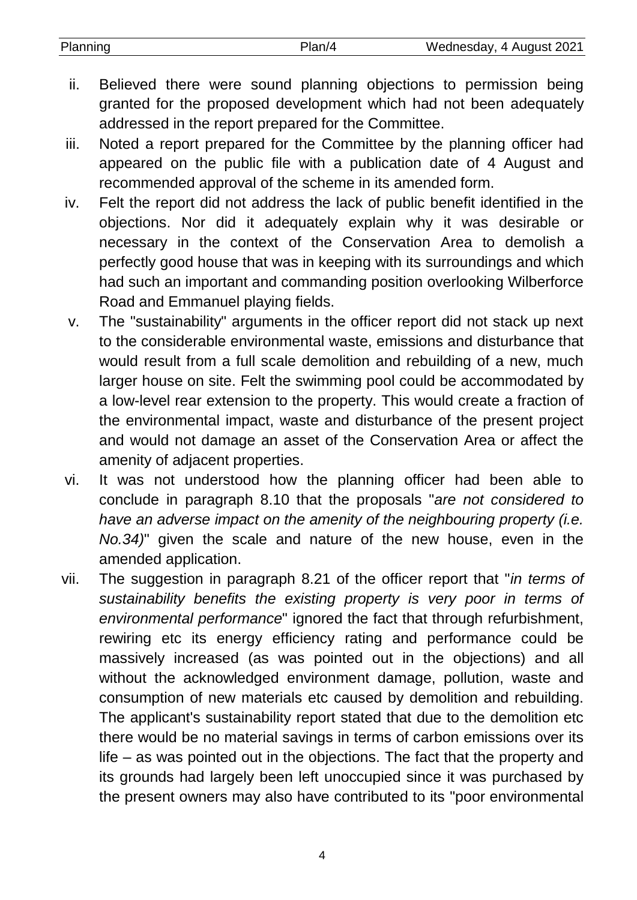- ii. Believed there were sound planning objections to permission being granted for the proposed development which had not been adequately addressed in the report prepared for the Committee.
- iii. Noted a report prepared for the Committee by the planning officer had appeared on the public file with a publication date of 4 August and recommended approval of the scheme in its amended form.
- iv. Felt the report did not address the lack of public benefit identified in the objections. Nor did it adequately explain why it was desirable or necessary in the context of the Conservation Area to demolish a perfectly good house that was in keeping with its surroundings and which had such an important and commanding position overlooking Wilberforce Road and Emmanuel playing fields.
- v. The "sustainability" arguments in the officer report did not stack up next to the considerable environmental waste, emissions and disturbance that would result from a full scale demolition and rebuilding of a new, much larger house on site. Felt the swimming pool could be accommodated by a low-level rear extension to the property. This would create a fraction of the environmental impact, waste and disturbance of the present project and would not damage an asset of the Conservation Area or affect the amenity of adjacent properties.
- vi. It was not understood how the planning officer had been able to conclude in paragraph 8.10 that the proposals "*are not considered to have an adverse impact on the amenity of the neighbouring property (i.e. No.34)*" given the scale and nature of the new house, even in the amended application.
- vii. The suggestion in paragraph 8.21 of the officer report that "*in terms of sustainability benefits the existing property is very poor in terms of environmental performance*" ignored the fact that through refurbishment, rewiring etc its energy efficiency rating and performance could be massively increased (as was pointed out in the objections) and all without the acknowledged environment damage, pollution, waste and consumption of new materials etc caused by demolition and rebuilding. The applicant's sustainability report stated that due to the demolition etc there would be no material savings in terms of carbon emissions over its life – as was pointed out in the objections. The fact that the property and its grounds had largely been left unoccupied since it was purchased by the present owners may also have contributed to its "poor environmental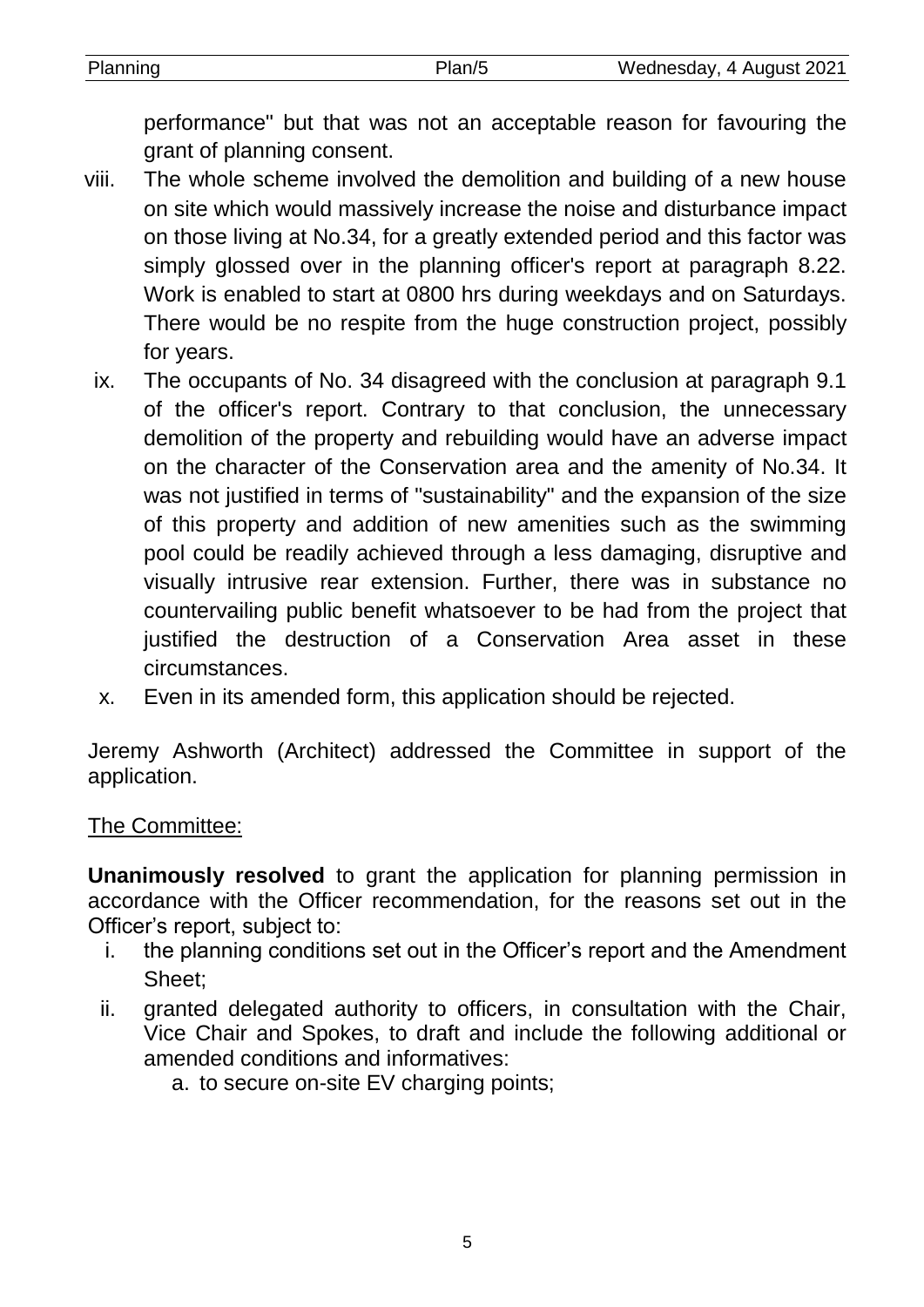performance" but that was not an acceptable reason for favouring the grant of planning consent.

viii. The whole scheme involved the demolition and building of a new house on site which would massively increase the noise and disturbance impact on those living at No.34, for a greatly extended period and this factor was simply glossed over in the planning officer's report at paragraph 8.22. Work is enabled to start at 0800 hrs during weekdays and on Saturdays. There would be no respite from the huge construction project, possibly for years.

ix. The occupants of No. 34 disagreed with the conclusion at paragraph 9.1 of the officer's report. Contrary to that conclusion, the unnecessary demolition of the property and rebuilding would have an adverse impact on the character of the Conservation area and the amenity of No.34. It was not justified in terms of "sustainability" and the expansion of the size of this property and addition of new amenities such as the swimming pool could be readily achieved through a less damaging, disruptive and visually intrusive rear extension. Further, there was in substance no countervailing public benefit whatsoever to be had from the project that justified the destruction of a Conservation Area asset in these circumstances.

x. Even in its amended form, this application should be rejected.

Jeremy Ashworth (Architect) addressed the Committee in support of the application.

The Committee:

**Unanimously resolved** to grant the application for planning permission in accordance with the Officer recommendation, for the reasons set out in the Officer's report, subject to:

i. the planning conditions set out in the Officer's report and the Amendment Sheet;

ii. granted delegated authority to officers, in consultation with the Chair, Vice Chair and Spokes, to draft and include the following additional or amended conditions and informatives:

  a. to secure on-site EV charging points;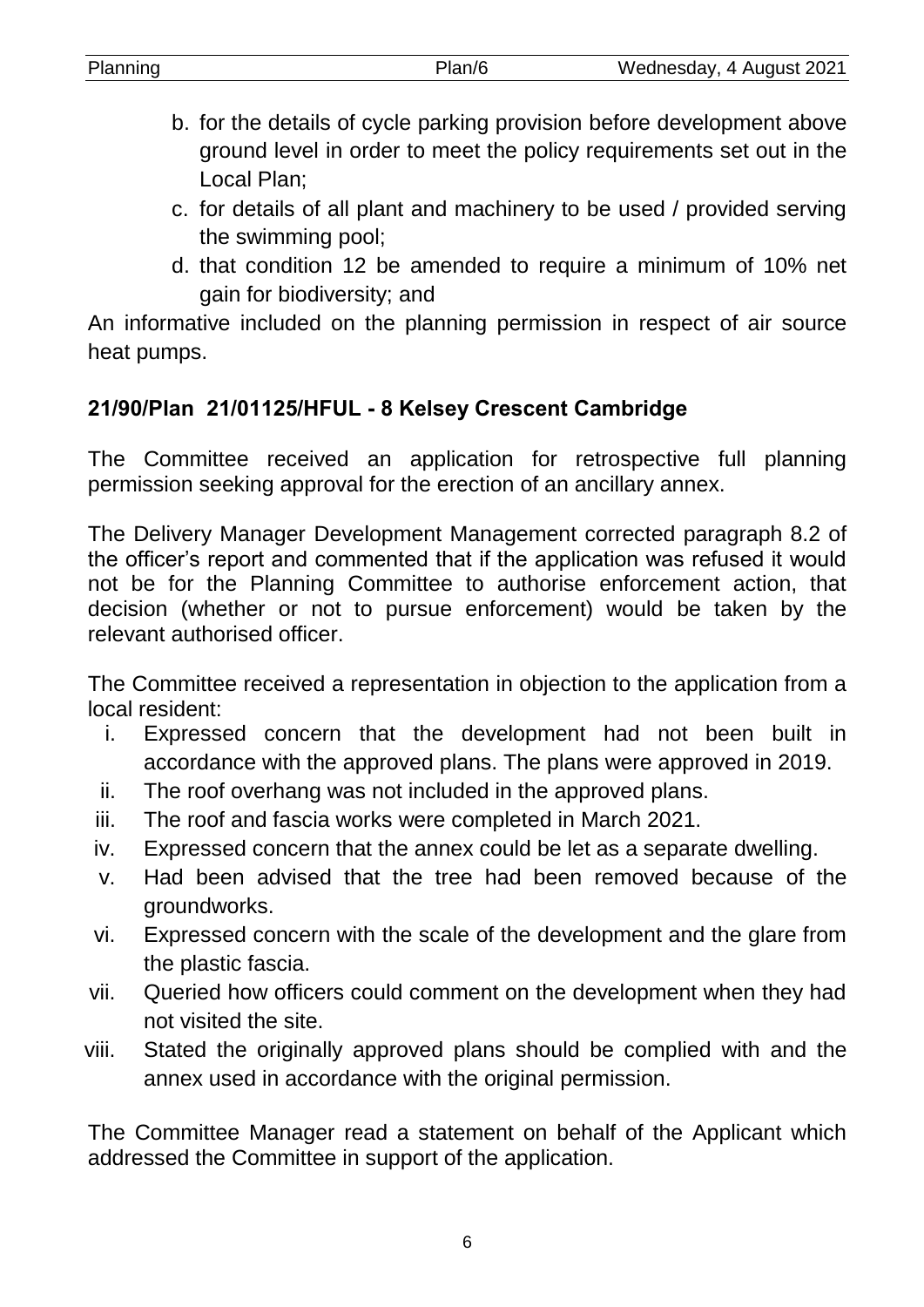b. for the details of cycle parking provision before development above ground level in order to meet the policy requirements set out in the Local Plan;
c. for details of all plant and machinery to be used / provided serving the swimming pool;
d. that condition 12 be amended to require a minimum of 10% net gain for biodiversity; and

An informative included on the planning permission in respect of air source heat pumps.

### 21/90/Plan 21/01125/HFUL - 8 Kelsey Crescent Cambridge

The Committee received an application for retrospective full planning permission seeking approval for the erection of an ancillary annex.

The Delivery Manager Development Management corrected paragraph 8.2 of the officer's report and commented that if the application was refused it would not be for the Planning Committee to authorise enforcement action, that decision (whether or not to pursue enforcement) would be taken by the relevant authorised officer.

The Committee received a representation in objection to the application from a local resident:

i. Expressed concern that the development had not been built in accordance with the approved plans. The plans were approved in 2019.
ii. The roof overhang was not included in the approved plans.
iii. The roof and fascia works were completed in March 2021.
iv. Expressed concern that the annex could be let as a separate dwelling.
v. Had been advised that the tree had been removed because of the groundworks.
vi. Expressed concern with the scale of the development and the glare from the plastic fascia.
vii. Queried how officers could comment on the development when they had not visited the site.
viii. Stated the originally approved plans should be complied with and the annex used in accordance with the original permission.

The Committee Manager read a statement on behalf of the Applicant which addressed the Committee in support of the application.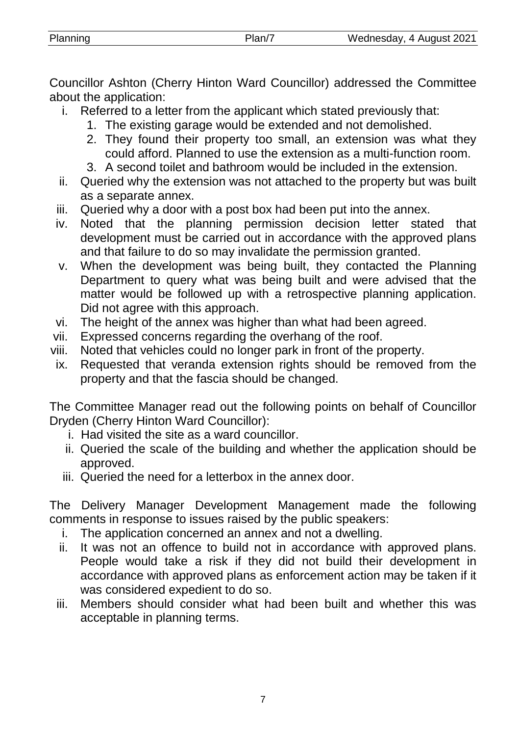Councillor Ashton (Cherry Hinton Ward Councillor) addressed the Committee about the application:

i. Referred to a letter from the applicant which stated previously that:
   1. The existing garage would be extended and not demolished.
   2. They found their property too small, an extension was what they could afford. Planned to use the extension as a multi-function room.
   3. A second toilet and bathroom would be included in the extension.
ii. Queried why the extension was not attached to the property but was built as a separate annex.
iii. Queried why a door with a post box had been put into the annex.
iv. Noted that the planning permission decision letter stated that development must be carried out in accordance with the approved plans and that failure to do so may invalidate the permission granted.
v. When the development was being built, they contacted the Planning Department to query what was being built and were advised that the matter would be followed up with a retrospective planning application. Did not agree with this approach.
vi. The height of the annex was higher than what had been agreed.
vii. Expressed concerns regarding the overhang of the roof.
viii. Noted that vehicles could no longer park in front of the property.
ix. Requested that veranda extension rights should be removed from the property and that the fascia should be changed.

The Committee Manager read out the following points on behalf of Councillor Dryden (Cherry Hinton Ward Councillor):

i. Had visited the site as a ward councillor.
ii. Queried the scale of the building and whether the application should be approved.
iii. Queried the need for a letterbox in the annex door.

The Delivery Manager Development Management made the following comments in response to issues raised by the public speakers:

i. The application concerned an annex and not a dwelling.
ii. It was not an offence to build not in accordance with approved plans. People would take a risk if they did not build their development in accordance with approved plans as enforcement action may be taken if it was considered expedient to do so.
iii. Members should consider what had been built and whether this was acceptable in planning terms.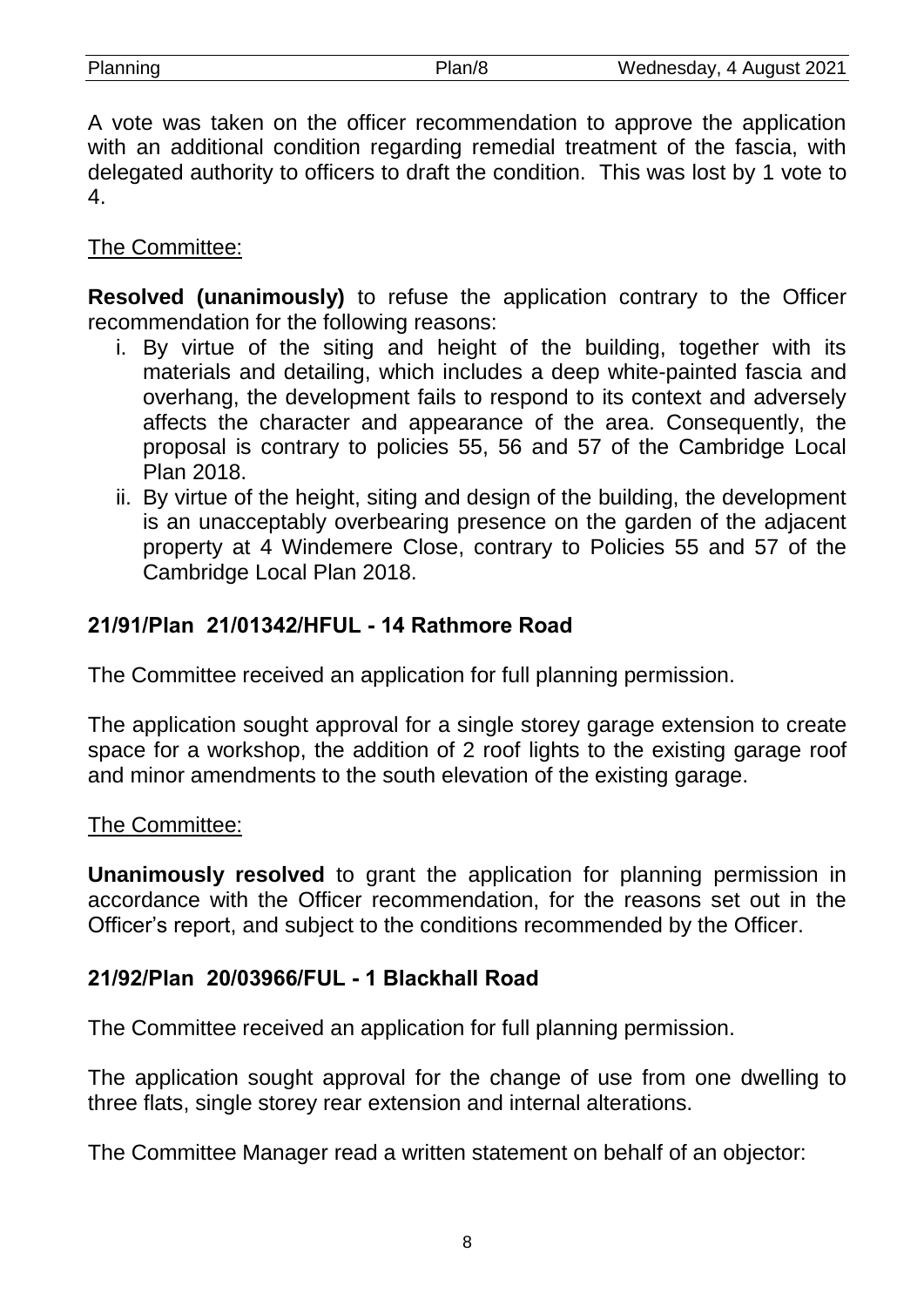A vote was taken on the officer recommendation to approve the application with an additional condition regarding remedial treatment of the fascia, with delegated authority to officers to draft the condition. This was lost by 1 vote to 4.

The Committee:

**Resolved (unanimously)** to refuse the application contrary to the Officer recommendation for the following reasons:

i. By virtue of the siting and height of the building, together with its materials and detailing, which includes a deep white-painted fascia and overhang, the development fails to respond to its context and adversely affects the character and appearance of the area. Consequently, the proposal is contrary to policies 55, 56 and 57 of the Cambridge Local Plan 2018.
ii. By virtue of the height, siting and design of the building, the development is an unacceptably overbearing presence on the garden of the adjacent property at 4 Windemere Close, contrary to Policies 55 and 57 of the Cambridge Local Plan 2018.

### 21/91/Plan 21/01342/HFUL - 14 Rathmore Road

The Committee received an application for full planning permission.

The application sought approval for a single storey garage extension to create space for a workshop, the addition of 2 roof lights to the existing garage roof and minor amendments to the south elevation of the existing garage.

The Committee:

**Unanimously resolved** to grant the application for planning permission in accordance with the Officer recommendation, for the reasons set out in the Officer's report, and subject to the conditions recommended by the Officer.

### 21/92/Plan 20/03966/FUL - 1 Blackhall Road

The Committee received an application for full planning permission.

The application sought approval for the change of use from one dwelling to three flats, single storey rear extension and internal alterations.

The Committee Manager read a written statement on behalf of an objector: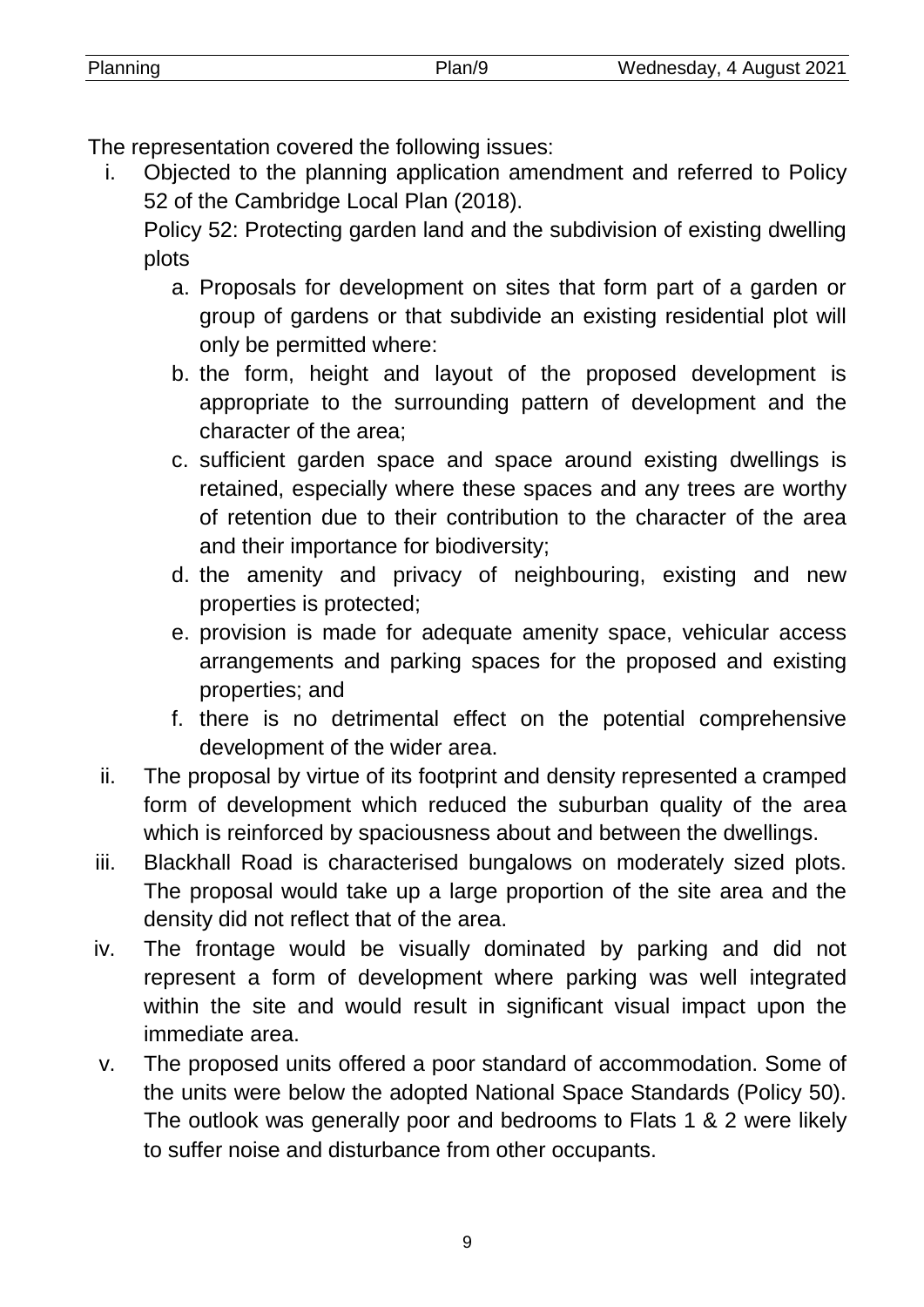The representation covered the following issues:

i. Objected to the planning application amendment and referred to Policy 52 of the Cambridge Local Plan (2018).

   Policy 52: Protecting garden land and the subdivision of existing dwelling plots

   a. Proposals for development on sites that form part of a garden or group of gardens or that subdivide an existing residential plot will only be permitted where:
   b. the form, height and layout of the proposed development is appropriate to the surrounding pattern of development and the character of the area;
   c. sufficient garden space and space around existing dwellings is retained, especially where these spaces and any trees are worthy of retention due to their contribution to the character of the area and their importance for biodiversity;
   d. the amenity and privacy of neighbouring, existing and new properties is protected;
   e. provision is made for adequate amenity space, vehicular access arrangements and parking spaces for the proposed and existing properties; and
   f. there is no detrimental effect on the potential comprehensive development of the wider area.

ii. The proposal by virtue of its footprint and density represented a cramped form of development which reduced the suburban quality of the area which is reinforced by spaciousness about and between the dwellings.

iii. Blackhall Road is characterised bungalows on moderately sized plots. The proposal would take up a large proportion of the site area and the density did not reflect that of the area.

iv. The frontage would be visually dominated by parking and did not represent a form of development where parking was well integrated within the site and would result in significant visual impact upon the immediate area.

v. The proposed units offered a poor standard of accommodation. Some of the units were below the adopted National Space Standards (Policy 50). The outlook was generally poor and bedrooms to Flats 1 & 2 were likely to suffer noise and disturbance from other occupants.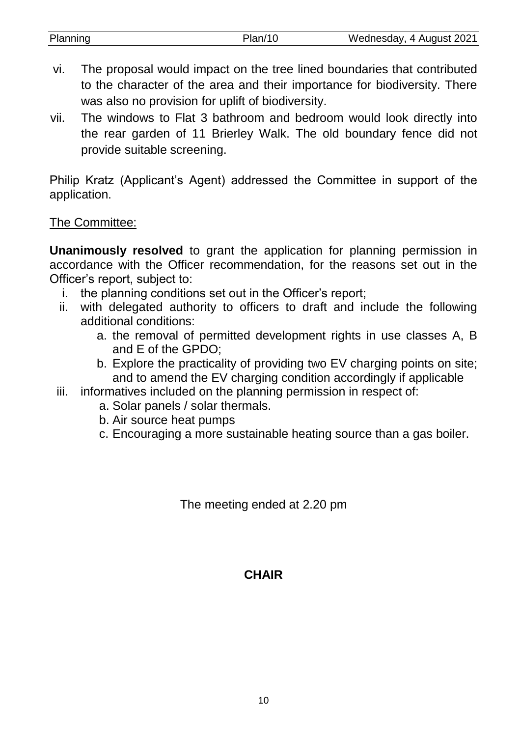vi. The proposal would impact on the tree lined boundaries that contributed to the character of the area and their importance for biodiversity. There was also no provision for uplift of biodiversity.

vii. The windows to Flat 3 bathroom and bedroom would look directly into the rear garden of 11 Brierley Walk. The old boundary fence did not provide suitable screening.

Philip Kratz (Applicant's Agent) addressed the Committee in support of the application.

The Committee:

**Unanimously resolved** to grant the application for planning permission in accordance with the Officer recommendation, for the reasons set out in the Officer's report, subject to:

i. the planning conditions set out in the Officer's report;
ii. with delegated authority to officers to draft and include the following additional conditions:
    a. the removal of permitted development rights in use classes A, B and E of the GPDO;
    b. Explore the practicality of providing two EV charging points on site; and to amend the EV charging condition accordingly if applicable
iii. informatives included on the planning permission in respect of:
    a. Solar panels / solar thermals.
    b. Air source heat pumps
    c. Encouraging a more sustainable heating source than a gas boiler.

The meeting ended at 2.20 pm

**CHAIR**